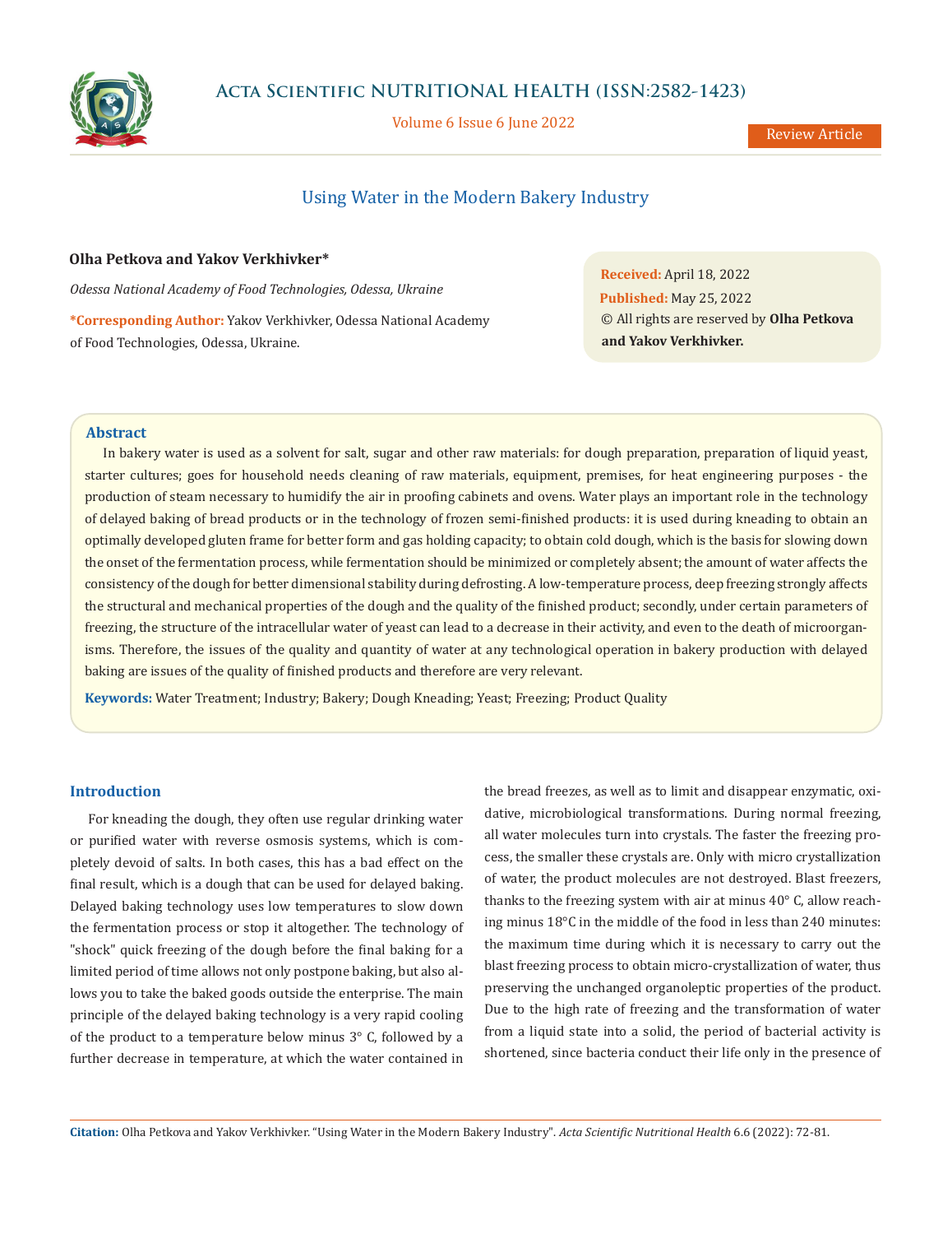# Using Water in the Modern Bakery Industry

**Olha Petkova and Yakov Verkhivker***

*Odessa National Academy of Food Technologies, Odessa, Ukraine*

**\*Corresponding Author:** Yakov Verkhivker, Odessa National Academy of Food Technologies, Odessa, Ukraine.

**Received:** April 18, 2022
**Published:** May 25, 2022
© All rights are reserved by **Olha Petkova and Yakov Verkhivker.**

## Abstract

In bakery water is used as a solvent for salt, sugar and other raw materials: for dough preparation, preparation of liquid yeast, starter cultures; goes for household needs cleaning of raw materials, equipment, premises, for heat engineering purposes - the production of steam necessary to humidify the air in proofing cabinets and ovens. Water plays an important role in the technology of delayed baking of bread products or in the technology of frozen semi-finished products: it is used during kneading to obtain an optimally developed gluten frame for better form and gas holding capacity; to obtain cold dough, which is the basis for slowing down the onset of the fermentation process, while fermentation should be minimized or completely absent; the amount of water affects the consistency of the dough for better dimensional stability during defrosting. A low-temperature process, deep freezing strongly affects the structural and mechanical properties of the dough and the quality of the finished product; secondly, under certain parameters of freezing, the structure of the intracellular water of yeast can lead to a decrease in their activity, and even to the death of microorganisms. Therefore, the issues of the quality and quantity of water at any technological operation in bakery production with delayed baking are issues of the quality of finished products and therefore are very relevant.

**Keywords:** Water Treatment; Industry; Bakery; Dough Kneading; Yeast; Freezing; Product Quality

## Introduction

For kneading the dough, they often use regular drinking water or purified water with reverse osmosis systems, which is completely devoid of salts. In both cases, this has a bad effect on the final result, which is a dough that can be used for delayed baking. Delayed baking technology uses low temperatures to slow down the fermentation process or stop it altogether. The technology of "shock" quick freezing of the dough before the final baking for a limited period of time allows not only postpone baking, but also allows you to take the baked goods outside the enterprise. The main principle of the delayed baking technology is a very rapid cooling of the product to a temperature below minus 3° C, followed by a further decrease in temperature, at which the water contained in the bread freezes, as well as to limit and disappear enzymatic, oxidative, microbiological transformations. During normal freezing, all water molecules turn into crystals. The faster the freezing process, the smaller these crystals are. Only with micro crystallization of water, the product molecules are not destroyed. Blast freezers, thanks to the freezing system with air at minus 40° C, allow reaching minus 18°C in the middle of the food in less than 240 minutes: the maximum time during which it is necessary to carry out the blast freezing process to obtain micro-crystallization of water, thus preserving the unchanged organoleptic properties of the product. Due to the high rate of freezing and the transformation of water from a liquid state into a solid, the period of bacterial activity is shortened, since bacteria conduct their life only in the presence of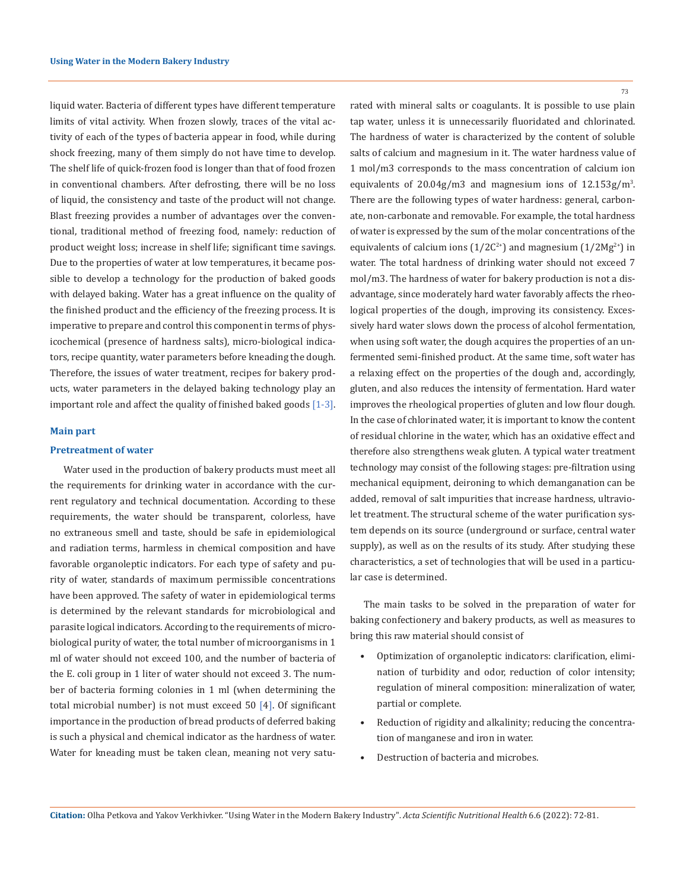liquid water. Bacteria of different types have different temperature limits of vital activity. When frozen slowly, traces of the vital activity of each of the types of bacteria appear in food, while during shock freezing, many of them simply do not have time to develop. The shelf life of quick-frozen food is longer than that of food frozen in conventional chambers. After defrosting, there will be no loss of liquid, the consistency and taste of the product will not change. Blast freezing provides a number of advantages over the conventional, traditional method of freezing food, namely: reduction of product weight loss; increase in shelf life; significant time savings. Due to the properties of water at low temperatures, it became possible to develop a technology for the production of baked goods with delayed baking. Water has a great influence on the quality of the finished product and the efficiency of the freezing process. It is imperative to prepare and control this component in terms of physicochemical (presence of hardness salts), micro-biological indicators, recipe quantity, water parameters before kneading the dough. Therefore, the issues of water treatment, recipes for bakery products, water parameters in the delayed baking technology play an important role and affect the quality of finished baked goods [1-3].

## Main part

### Pretreatment of water

Water used in the production of bakery products must meet all the requirements for drinking water in accordance with the current regulatory and technical documentation. According to these requirements, the water should be transparent, colorless, have no extraneous smell and taste, should be safe in epidemiological and radiation terms, harmless in chemical composition and have favorable organoleptic indicators. For each type of safety and purity of water, standards of maximum permissible concentrations have been approved. The safety of water in epidemiological terms is determined by the relevant standards for microbiological and parasite logical indicators. According to the requirements of microbiological purity of water, the total number of microorganisms in 1 ml of water should not exceed 100, and the number of bacteria of the E. coli group in 1 liter of water should not exceed 3. The number of bacteria forming colonies in 1 ml (when determining the total microbial number) is not must exceed 50 [4]. Of significant importance in the production of bread products of deferred baking is such a physical and chemical indicator as the hardness of water. Water for kneading must be taken clean, meaning not very saturated with mineral salts or coagulants. It is possible to use plain tap water, unless it is unnecessarily fluoridated and chlorinated. The hardness of water is characterized by the content of soluble salts of calcium and magnesium in it. The water hardness value of 1 mol/m3 corresponds to the mass concentration of calcium ion equivalents of 20.04g/m3 and magnesium ions of 12.153g/m$^3$. There are the following types of water hardness: general, carbonate, non-carbonate and removable. For example, the total hardness of water is expressed by the sum of the molar concentrations of the equivalents of calcium ions ($1/2C^{2+}$) and magnesium ($1/2Mg^{2+}$) in water. The total hardness of drinking water should not exceed 7 mol/m3. The hardness of water for bakery production is not a disadvantage, since moderately hard water favorably affects the rheological properties of the dough, improving its consistency. Excessively hard water slows down the process of alcohol fermentation, when using soft water, the dough acquires the properties of an unfermented semi-finished product. At the same time, soft water has a relaxing effect on the properties of the dough and, accordingly, gluten, and also reduces the intensity of fermentation. Hard water improves the rheological properties of gluten and low flour dough. In the case of chlorinated water, it is important to know the content of residual chlorine in the water, which has an oxidative effect and therefore also strengthens weak gluten. A typical water treatment technology may consist of the following stages: pre-filtration using mechanical equipment, deironing to which demanganation can be added, removal of salt impurities that increase hardness, ultraviolet treatment. The structural scheme of the water purification system depends on its source (underground or surface, central water supply), as well as on the results of its study. After studying these characteristics, a set of technologies that will be used in a particular case is determined.

The main tasks to be solved in the preparation of water for baking confectionery and bakery products, as well as measures to bring this raw material should consist of

- Optimization of organoleptic indicators: clarification, elimination of turbidity and odor, reduction of color intensity; regulation of mineral composition: mineralization of water, partial or complete.
- Reduction of rigidity and alkalinity; reducing the concentration of manganese and iron in water.
- Destruction of bacteria and microbes.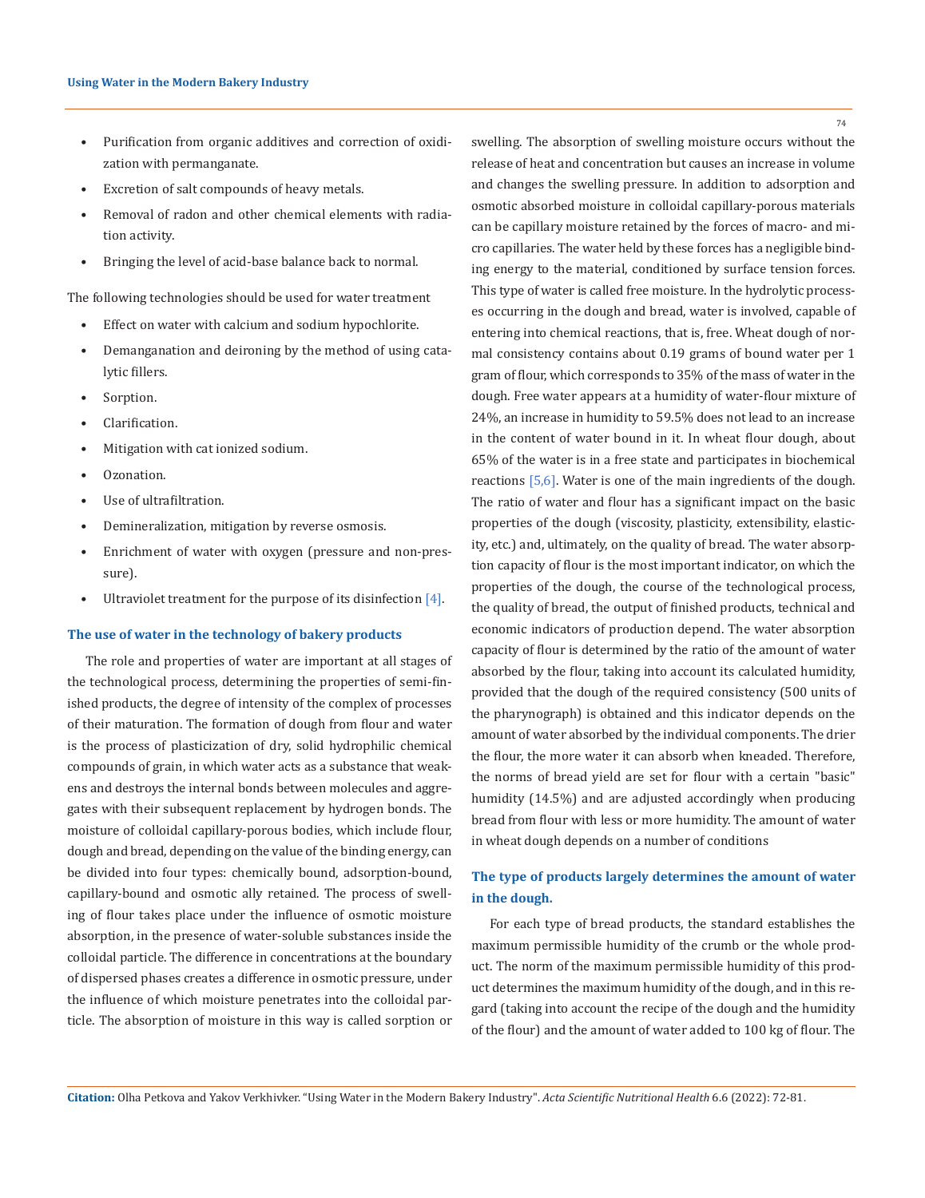- Purification from organic additives and correction of oxidization with permanganate.
- Excretion of salt compounds of heavy metals.
- Removal of radon and other chemical elements with radiation activity.
- Bringing the level of acid-base balance back to normal.

The following technologies should be used for water treatment

- Effect on water with calcium and sodium hypochlorite.
- Demanganation and deironing by the method of using catalytic fillers.
- Sorption.
- Clarification.
- Mitigation with cat ionized sodium.
- Ozonation.
- Use of ultrafiltration.
- Demineralization, mitigation by reverse osmosis.
- Enrichment of water with oxygen (pressure and non-pressure).
- Ultraviolet treatment for the purpose of its disinfection [4].

### The use of water in the technology of bakery products

The role and properties of water are important at all stages of the technological process, determining the properties of semi-finished products, the degree of intensity of the complex of processes of their maturation. The formation of dough from flour and water is the process of plasticization of dry, solid hydrophilic chemical compounds of grain, in which water acts as a substance that weakens and destroys the internal bonds between molecules and aggregates with their subsequent replacement by hydrogen bonds. The moisture of colloidal capillary-porous bodies, which include flour, dough and bread, depending on the value of the binding energy, can be divided into four types: chemically bound, adsorption-bound, capillary-bound and osmotic ally retained. The process of swelling of flour takes place under the influence of osmotic moisture absorption, in the presence of water-soluble substances inside the colloidal particle. The difference in concentrations at the boundary of dispersed phases creates a difference in osmotic pressure, under the influence of which moisture penetrates into the colloidal particle. The absorption of moisture in this way is called sorption or swelling. The absorption of swelling moisture occurs without the release of heat and concentration but causes an increase in volume and changes the swelling pressure. In addition to adsorption and osmotic absorbed moisture in colloidal capillary-porous materials can be capillary moisture retained by the forces of macro- and micro capillaries. The water held by these forces has a negligible binding energy to the material, conditioned by surface tension forces. This type of water is called free moisture. In the hydrolytic processes occurring in the dough and bread, water is involved, capable of entering into chemical reactions, that is, free. Wheat dough of normal consistency contains about 0.19 grams of bound water per 1 gram of flour, which corresponds to 35% of the mass of water in the dough. Free water appears at a humidity of water-flour mixture of 24%, an increase in humidity to 59.5% does not lead to an increase in the content of water bound in it. In wheat flour dough, about 65% of the water is in a free state and participates in biochemical reactions [5,6]. Water is one of the main ingredients of the dough. The ratio of water and flour has a significant impact on the basic properties of the dough (viscosity, plasticity, extensibility, elasticity, etc.) and, ultimately, on the quality of bread. The water absorption capacity of flour is the most important indicator, on which the properties of the dough, the course of the technological process, the quality of bread, the output of finished products, technical and economic indicators of production depend. The water absorption capacity of flour is determined by the ratio of the amount of water absorbed by the flour, taking into account its calculated humidity, provided that the dough of the required consistency (500 units of the pharynograph) is obtained and this indicator depends on the amount of water absorbed by the individual components. The drier the flour, the more water it can absorb when kneaded. Therefore, the norms of bread yield are set for flour with a certain "basic" humidity (14.5%) and are adjusted accordingly when producing bread from flour with less or more humidity. The amount of water in wheat dough depends on a number of conditions

### The type of products largely determines the amount of water in the dough.

For each type of bread products, the standard establishes the maximum permissible humidity of the crumb or the whole product. The norm of the maximum permissible humidity of this product determines the maximum humidity of the dough, and in this regard (taking into account the recipe of the dough and the humidity of the flour) and the amount of water added to 100 kg of flour. The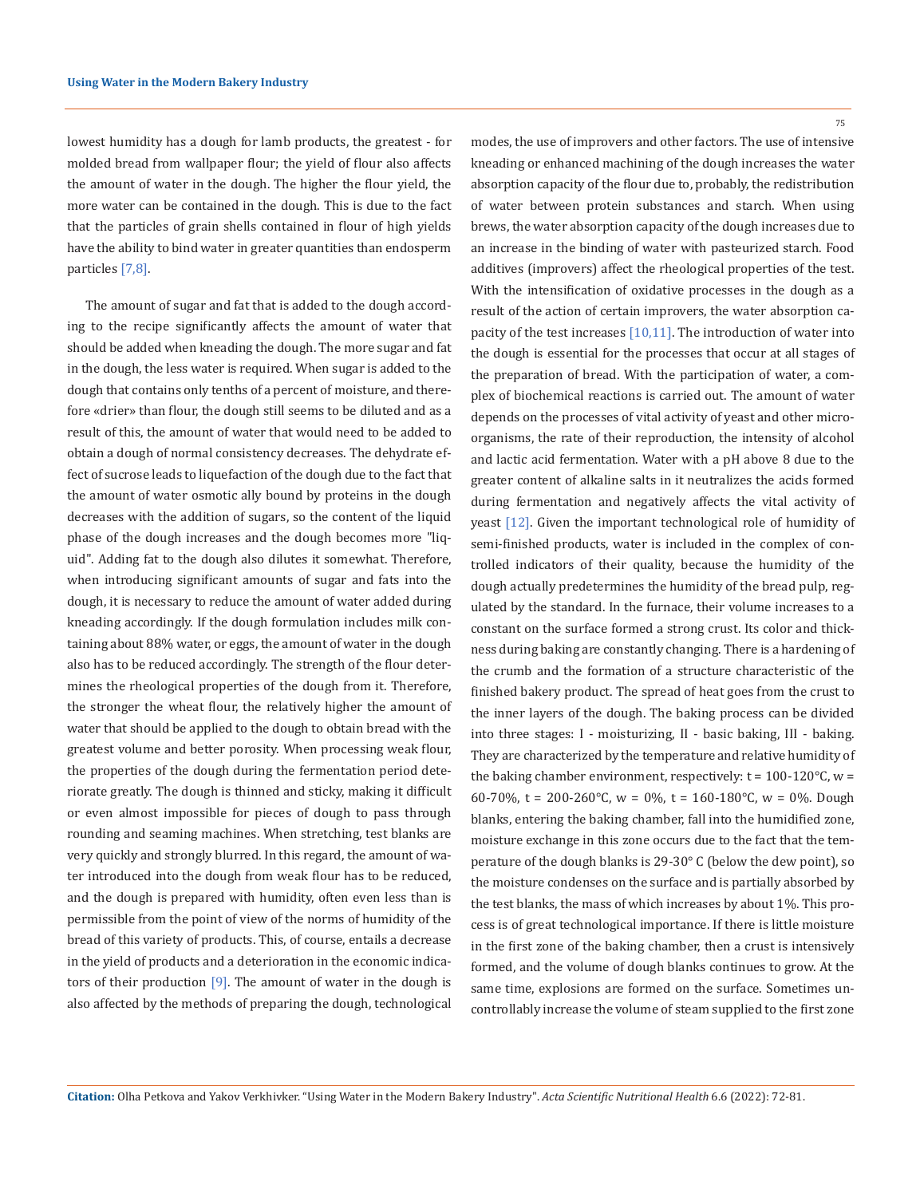lowest humidity has a dough for lamb products, the greatest - for molded bread from wallpaper flour; the yield of flour also affects the amount of water in the dough. The higher the flour yield, the more water can be contained in the dough. This is due to the fact that the particles of grain shells contained in flour of high yields have the ability to bind water in greater quantities than endosperm particles [7,8].

The amount of sugar and fat that is added to the dough according to the recipe significantly affects the amount of water that should be added when kneading the dough. The more sugar and fat in the dough, the less water is required. When sugar is added to the dough that contains only tenths of a percent of moisture, and therefore «drier» than flour, the dough still seems to be diluted and as a result of this, the amount of water that would need to be added to obtain a dough of normal consistency decreases. The dehydrate effect of sucrose leads to liquefaction of the dough due to the fact that the amount of water osmotic ally bound by proteins in the dough decreases with the addition of sugars, so the content of the liquid phase of the dough increases and the dough becomes more "liquid". Adding fat to the dough also dilutes it somewhat. Therefore, when introducing significant amounts of sugar and fats into the dough, it is necessary to reduce the amount of water added during kneading accordingly. If the dough formulation includes milk containing about 88% water, or eggs, the amount of water in the dough also has to be reduced accordingly. The strength of the flour determines the rheological properties of the dough from it. Therefore, the stronger the wheat flour, the relatively higher the amount of water that should be applied to the dough to obtain bread with the greatest volume and better porosity. When processing weak flour, the properties of the dough during the fermentation period deteriorate greatly. The dough is thinned and sticky, making it difficult or even almost impossible for pieces of dough to pass through rounding and seaming machines. When stretching, test blanks are very quickly and strongly blurred. In this regard, the amount of water introduced into the dough from weak flour has to be reduced, and the dough is prepared with humidity, often even less than is permissible from the point of view of the norms of humidity of the bread of this variety of products. This, of course, entails a decrease in the yield of products and a deterioration in the economic indicators of their production [9]. The amount of water in the dough is also affected by the methods of preparing the dough, technological modes, the use of improvers and other factors. The use of intensive kneading or enhanced machining of the dough increases the water absorption capacity of the flour due to, probably, the redistribution of water between protein substances and starch. When using brews, the water absorption capacity of the dough increases due to an increase in the binding of water with pasteurized starch. Food additives (improvers) affect the rheological properties of the test. With the intensification of oxidative processes in the dough as a result of the action of certain improvers, the water absorption capacity of the test increases [10,11]. The introduction of water into the dough is essential for the processes that occur at all stages of the preparation of bread. With the participation of water, a complex of biochemical reactions is carried out. The amount of water depends on the processes of vital activity of yeast and other microorganisms, the rate of their reproduction, the intensity of alcohol and lactic acid fermentation. Water with a pH above 8 due to the greater content of alkaline salts in it neutralizes the acids formed during fermentation and negatively affects the vital activity of yeast [12]. Given the important technological role of humidity of semi-finished products, water is included in the complex of controlled indicators of their quality, because the humidity of the dough actually predetermines the humidity of the bread pulp, regulated by the standard. In the furnace, their volume increases to a constant on the surface formed a strong crust. Its color and thickness during baking are constantly changing. There is a hardening of the crumb and the formation of a structure characteristic of the finished bakery product. The spread of heat goes from the crust to the inner layers of the dough. The baking process can be divided into three stages: I - moisturizing, II - basic baking, III - baking. They are characterized by the temperature and relative humidity of the baking chamber environment, respectively: t = 100-120°C, w = 60-70%, t = 200-260°C, w = 0%, t = 160-180°C, w = 0%. Dough blanks, entering the baking chamber, fall into the humidified zone, moisture exchange in this zone occurs due to the fact that the temperature of the dough blanks is 29-30° C (below the dew point), so the moisture condenses on the surface and is partially absorbed by the test blanks, the mass of which increases by about 1%. This process is of great technological importance. If there is little moisture in the first zone of the baking chamber, then a crust is intensively formed, and the volume of dough blanks continues to grow. At the same time, explosions are formed on the surface. Sometimes uncontrollably increase the volume of steam supplied to the first zone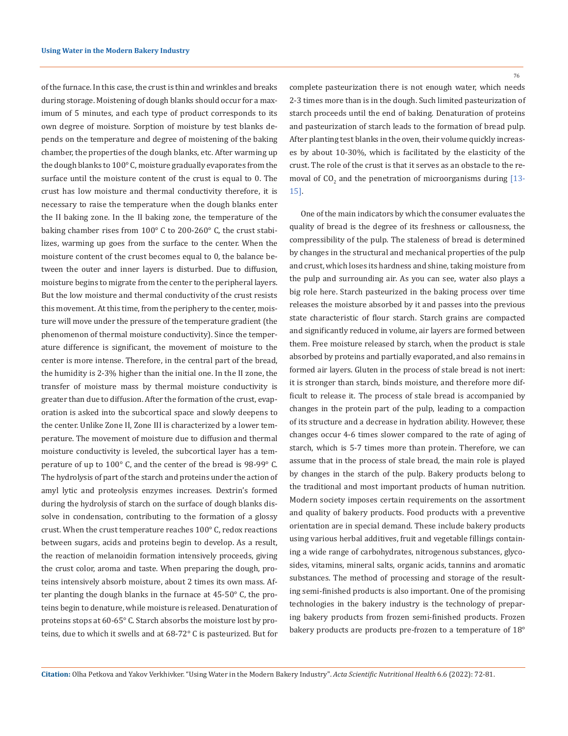of the furnace. In this case, the crust is thin and wrinkles and breaks during storage. Moistening of dough blanks should occur for a maximum of 5 minutes, and each type of product corresponds to its own degree of moisture. Sorption of moisture by test blanks depends on the temperature and degree of moistening of the baking chamber, the properties of the dough blanks, etc. After warming up the dough blanks to 100° C, moisture gradually evaporates from the surface until the moisture content of the crust is equal to 0. The crust has low moisture and thermal conductivity therefore, it is necessary to raise the temperature when the dough blanks enter the II baking zone. In the II baking zone, the temperature of the baking chamber rises from 100° C to 200-260° C, the crust stabilizes, warming up goes from the surface to the center. When the moisture content of the crust becomes equal to 0, the balance between the outer and inner layers is disturbed. Due to diffusion, moisture begins to migrate from the center to the peripheral layers. But the low moisture and thermal conductivity of the crust resists this movement. At this time, from the periphery to the center, moisture will move under the pressure of the temperature gradient (the phenomenon of thermal moisture conductivity). Since the temperature difference is significant, the movement of moisture to the center is more intense. Therefore, in the central part of the bread, the humidity is 2-3% higher than the initial one. In the II zone, the transfer of moisture mass by thermal moisture conductivity is greater than due to diffusion. After the formation of the crust, evaporation is asked into the subcortical space and slowly deepens to the center. Unlike Zone II, Zone III is characterized by a lower temperature. The movement of moisture due to diffusion and thermal moisture conductivity is leveled, the subcortical layer has a temperature of up to 100° C, and the center of the bread is 98-99° C. The hydrolysis of part of the starch and proteins under the action of amyl lytic and proteolysis enzymes increases. Dextrin's formed during the hydrolysis of starch on the surface of dough blanks dissolve in condensation, contributing to the formation of a glossy crust. When the crust temperature reaches 100° C, redox reactions between sugars, acids and proteins begin to develop. As a result, the reaction of melanoidin formation intensively proceeds, giving the crust color, aroma and taste. When preparing the dough, proteins intensively absorb moisture, about 2 times its own mass. After planting the dough blanks in the furnace at 45-50° C, the proteins begin to denature, while moisture is released. Denaturation of proteins stops at 60-65° C. Starch absorbs the moisture lost by proteins, due to which it swells and at 68-72° C is pasteurized. But for complete pasteurization there is not enough water, which needs 2-3 times more than is in the dough. Such limited pasteurization of starch proceeds until the end of baking. Denaturation of proteins and pasteurization of starch leads to the formation of bread pulp. After planting test blanks in the oven, their volume quickly increases by about 10-30%, which is facilitated by the elasticity of the crust. The role of the crust is that it serves as an obstacle to the removal of $CO_2$ and the penetration of microorganisms during [13-15].

One of the main indicators by which the consumer evaluates the quality of bread is the degree of its freshness or callousness, the compressibility of the pulp. The staleness of bread is determined by changes in the structural and mechanical properties of the pulp and crust, which loses its hardness and shine, taking moisture from the pulp and surrounding air. As you can see, water also plays a big role here. Starch pasteurized in the baking process over time releases the moisture absorbed by it and passes into the previous state characteristic of flour starch. Starch grains are compacted and significantly reduced in volume, air layers are formed between them. Free moisture released by starch, when the product is stale absorbed by proteins and partially evaporated, and also remains in formed air layers. Gluten in the process of stale bread is not inert: it is stronger than starch, binds moisture, and therefore more difficult to release it. The process of stale bread is accompanied by changes in the protein part of the pulp, leading to a compaction of its structure and a decrease in hydration ability. However, these changes occur 4-6 times slower compared to the rate of aging of starch, which is 5-7 times more than protein. Therefore, we can assume that in the process of stale bread, the main role is played by changes in the starch of the pulp. Bakery products belong to the traditional and most important products of human nutrition. Modern society imposes certain requirements on the assortment and quality of bakery products. Food products with a preventive orientation are in special demand. These include bakery products using various herbal additives, fruit and vegetable fillings containing a wide range of carbohydrates, nitrogenous substances, glycosides, vitamins, mineral salts, organic acids, tannins and aromatic substances. The method of processing and storage of the resulting semi-finished products is also important. One of the promising technologies in the bakery industry is the technology of preparing bakery products from frozen semi-finished products. Frozen bakery products are products pre-frozen to a temperature of 18°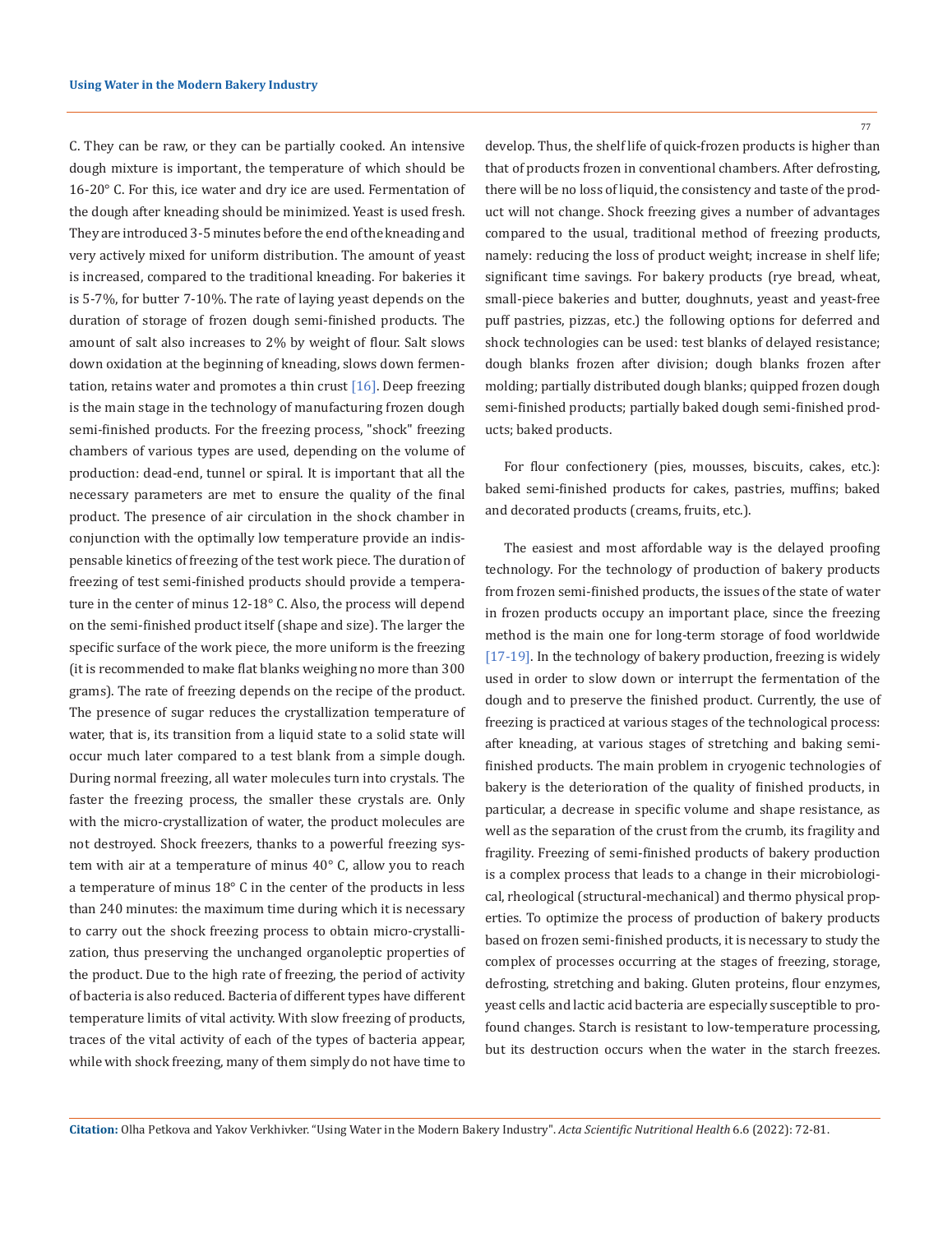C. They can be raw, or they can be partially cooked. An intensive dough mixture is important, the temperature of which should be 16-20° C. For this, ice water and dry ice are used. Fermentation of the dough after kneading should be minimized. Yeast is used fresh. They are introduced 3-5 minutes before the end of the kneading and very actively mixed for uniform distribution. The amount of yeast is increased, compared to the traditional kneading. For bakeries it is 5-7%, for butter 7-10%. The rate of laying yeast depends on the duration of storage of frozen dough semi-finished products. The amount of salt also increases to 2% by weight of flour. Salt slows down oxidation at the beginning of kneading, slows down fermentation, retains water and promotes a thin crust [16]. Deep freezing is the main stage in the technology of manufacturing frozen dough semi-finished products. For the freezing process, "shock" freezing chambers of various types are used, depending on the volume of production: dead-end, tunnel or spiral. It is important that all the necessary parameters are met to ensure the quality of the final product. The presence of air circulation in the shock chamber in conjunction with the optimally low temperature provide an indispensable kinetics of freezing of the test work piece. The duration of freezing of test semi-finished products should provide a temperature in the center of minus 12-18° C. Also, the process will depend on the semi-finished product itself (shape and size). The larger the specific surface of the work piece, the more uniform is the freezing (it is recommended to make flat blanks weighing no more than 300 grams). The rate of freezing depends on the recipe of the product. The presence of sugar reduces the crystallization temperature of water, that is, its transition from a liquid state to a solid state will occur much later compared to a test blank from a simple dough. During normal freezing, all water molecules turn into crystals. The faster the freezing process, the smaller these crystals are. Only with the micro-crystallization of water, the product molecules are not destroyed. Shock freezers, thanks to a powerful freezing system with air at a temperature of minus 40° C, allow you to reach a temperature of minus 18° C in the center of the products in less than 240 minutes: the maximum time during which it is necessary to carry out the shock freezing process to obtain micro-crystallization, thus preserving the unchanged organoleptic properties of the product. Due to the high rate of freezing, the period of activity of bacteria is also reduced. Bacteria of different types have different temperature limits of vital activity. With slow freezing of products, traces of the vital activity of each of the types of bacteria appear, while with shock freezing, many of them simply do not have time to develop. Thus, the shelf life of quick-frozen products is higher than that of products frozen in conventional chambers. After defrosting, there will be no loss of liquid, the consistency and taste of the product will not change. Shock freezing gives a number of advantages compared to the usual, traditional method of freezing products, namely: reducing the loss of product weight; increase in shelf life; significant time savings. For bakery products (rye bread, wheat, small-piece bakeries and butter, doughnuts, yeast and yeast-free puff pastries, pizzas, etc.) the following options for deferred and shock technologies can be used: test blanks of delayed resistance; dough blanks frozen after division; dough blanks frozen after molding; partially distributed dough blanks; quipped frozen dough semi-finished products; partially baked dough semi-finished products; baked products.

For flour confectionery (pies, mousses, biscuits, cakes, etc.): baked semi-finished products for cakes, pastries, muffins; baked and decorated products (creams, fruits, etc.).

The easiest and most affordable way is the delayed proofing technology. For the technology of production of bakery products from frozen semi-finished products, the issues of the state of water in frozen products occupy an important place, since the freezing method is the main one for long-term storage of food worldwide [17-19]. In the technology of bakery production, freezing is widely used in order to slow down or interrupt the fermentation of the dough and to preserve the finished product. Currently, the use of freezing is practiced at various stages of the technological process: after kneading, at various stages of stretching and baking semi-finished products. The main problem in cryogenic technologies of bakery is the deterioration of the quality of finished products, in particular, a decrease in specific volume and shape resistance, as well as the separation of the crust from the crumb, its fragility and fragility. Freezing of semi-finished products of bakery production is a complex process that leads to a change in their microbiological, rheological (structural-mechanical) and thermo physical properties. To optimize the process of production of bakery products based on frozen semi-finished products, it is necessary to study the complex of processes occurring at the stages of freezing, storage, defrosting, stretching and baking. Gluten proteins, flour enzymes, yeast cells and lactic acid bacteria are especially susceptible to profound changes. Starch is resistant to low-temperature processing, but its destruction occurs when the water in the starch freezes.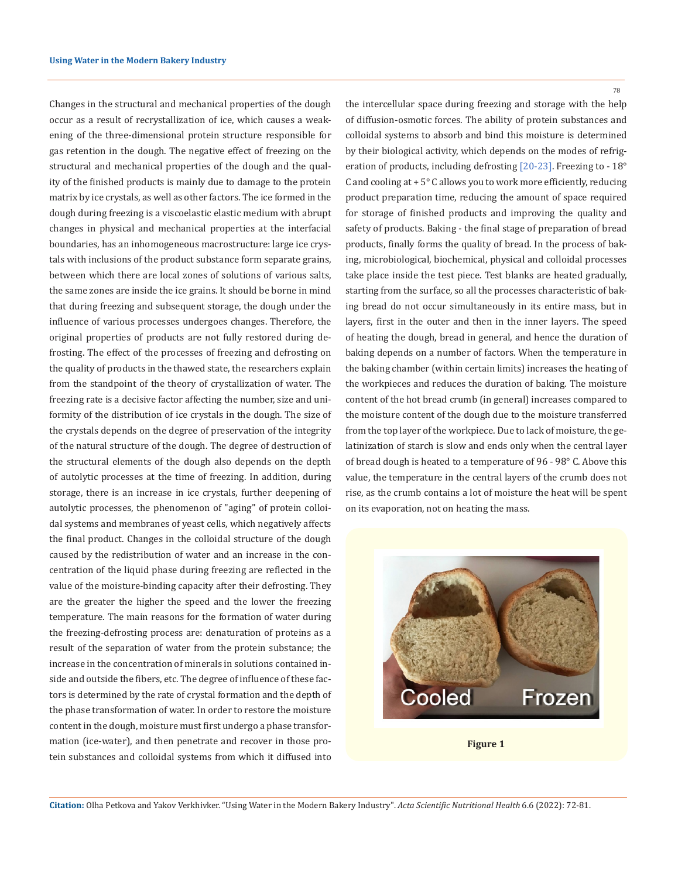Changes in the structural and mechanical properties of the dough occur as a result of recrystallization of ice, which causes a weakening of the three-dimensional protein structure responsible for gas retention in the dough. The negative effect of freezing on the structural and mechanical properties of the dough and the quality of the finished products is mainly due to damage to the protein matrix by ice crystals, as well as other factors. The ice formed in the dough during freezing is a viscoelastic elastic medium with abrupt changes in physical and mechanical properties at the interfacial boundaries, has an inhomogeneous macrostructure: large ice crystals with inclusions of the product substance form separate grains, between which there are local zones of solutions of various salts, the same zones are inside the ice grains. It should be borne in mind that during freezing and subsequent storage, the dough under the influence of various processes undergoes changes. Therefore, the original properties of products are not fully restored during defrosting. The effect of the processes of freezing and defrosting on the quality of products in the thawed state, the researchers explain from the standpoint of the theory of crystallization of water. The freezing rate is a decisive factor affecting the number, size and uniformity of the distribution of ice crystals in the dough. The size of the crystals depends on the degree of preservation of the integrity of the natural structure of the dough. The degree of destruction of the structural elements of the dough also depends on the depth of autolytic processes at the time of freezing. In addition, during storage, there is an increase in ice crystals, further deepening of autolytic processes, the phenomenon of "aging" of protein colloidal systems and membranes of yeast cells, which negatively affects the final product. Changes in the colloidal structure of the dough caused by the redistribution of water and an increase in the concentration of the liquid phase during freezing are reflected in the value of the moisture-binding capacity after their defrosting. They are the greater the higher the speed and the lower the freezing temperature. The main reasons for the formation of water during the freezing-defrosting process are: denaturation of proteins as a result of the separation of water from the protein substance; the increase in the concentration of minerals in solutions contained inside and outside the fibers, etc. The degree of influence of these factors is determined by the rate of crystal formation and the depth of the phase transformation of water. In order to restore the moisture content in the dough, moisture must first undergo a phase transformation (ice-water), and then penetrate and recover in those protein substances and colloidal systems from which it diffused into the intercellular space during freezing and storage with the help of diffusion-osmotic forces. The ability of protein substances and colloidal systems to absorb and bind this moisture is determined by their biological activity, which depends on the modes of refrigeration of products, including defrosting [20-23]. Freezing to - 18° C and cooling at + 5° C allows you to work more efficiently, reducing product preparation time, reducing the amount of space required for storage of finished products and improving the quality and safety of products. Baking - the final stage of preparation of bread products, finally forms the quality of bread. In the process of baking, microbiological, biochemical, physical and colloidal processes take place inside the test piece. Test blanks are heated gradually, starting from the surface, so all the processes characteristic of baking bread do not occur simultaneously in its entire mass, but in layers, first in the outer and then in the inner layers. The speed of heating the dough, bread in general, and hence the duration of baking depends on a number of factors. When the temperature in the baking chamber (within certain limits) increases the heating of the workpieces and reduces the duration of baking. The moisture content of the hot bread crumb (in general) increases compared to the moisture content of the dough due to the moisture transferred from the top layer of the workpiece. Due to lack of moisture, the gelatinization of starch is slow and ends only when the central layer of bread dough is heated to a temperature of 96 - 98° C. Above this value, the temperature in the central layers of the crumb does not rise, as the crumb contains a lot of moisture the heat will be spent on its evaporation, not on heating the mass.

**Figure 1**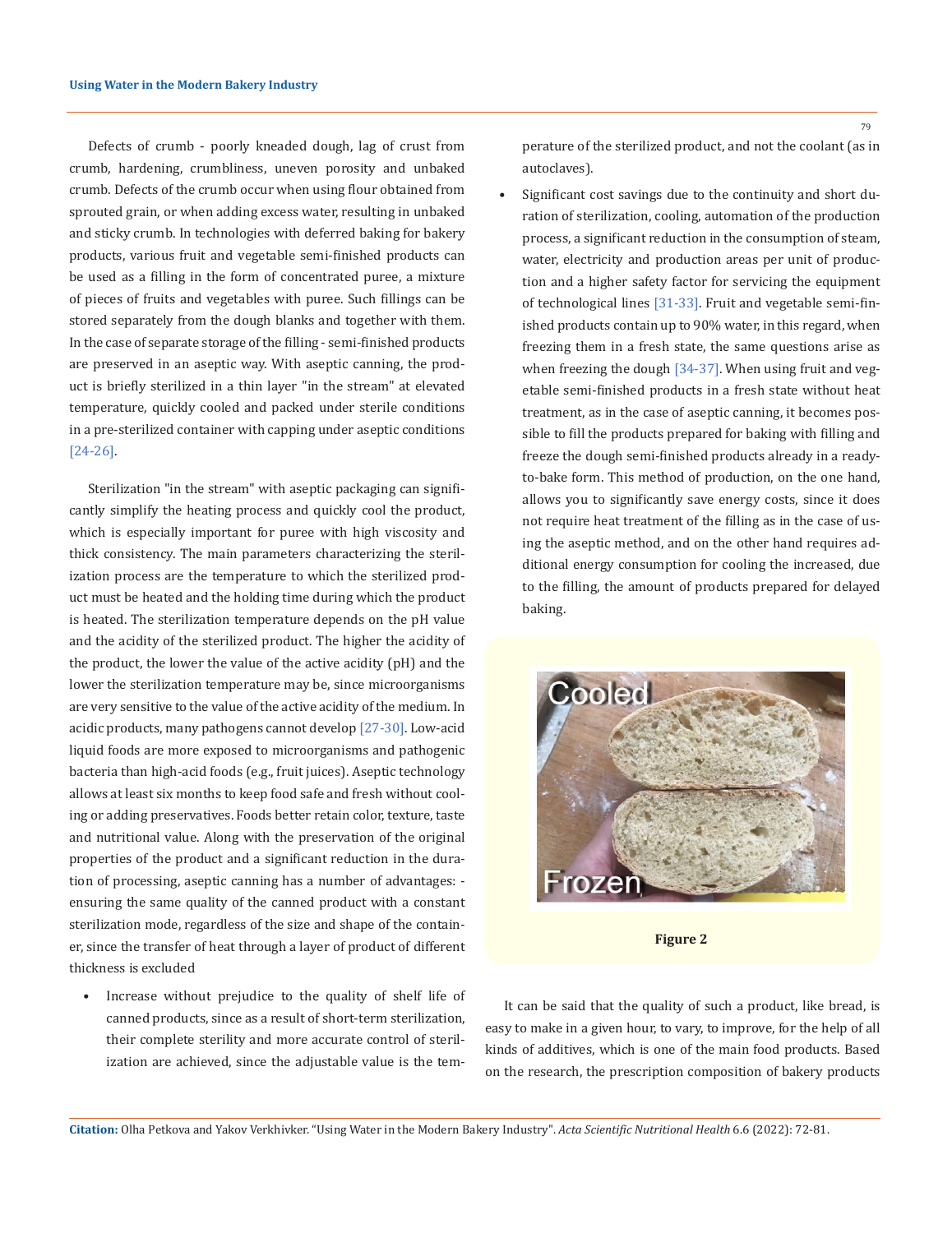Defects of crumb - poorly kneaded dough, lag of crust from crumb, hardening, crumbliness, uneven porosity and unbaked crumb. Defects of the crumb occur when using flour obtained from sprouted grain, or when adding excess water, resulting in unbaked and sticky crumb. In technologies with deferred baking for bakery products, various fruit and vegetable semi-finished products can be used as a filling in the form of concentrated puree, a mixture of pieces of fruits and vegetables with puree. Such fillings can be stored separately from the dough blanks and together with them. In the case of separate storage of the filling - semi-finished products are preserved in an aseptic way. With aseptic canning, the product is briefly sterilized in a thin layer "in the stream" at elevated temperature, quickly cooled and packed under sterile conditions in a pre-sterilized container with capping under aseptic conditions [24-26].

Sterilization "in the stream" with aseptic packaging can significantly simplify the heating process and quickly cool the product, which is especially important for puree with high viscosity and thick consistency. The main parameters characterizing the sterilization process are the temperature to which the sterilized product must be heated and the holding time during which the product is heated. The sterilization temperature depends on the pH value and the acidity of the sterilized product. The higher the acidity of the product, the lower the value of the active acidity (pH) and the lower the sterilization temperature may be, since microorganisms are very sensitive to the value of the active acidity of the medium. In acidic products, many pathogens cannot develop [27-30]. Low-acid liquid foods are more exposed to microorganisms and pathogenic bacteria than high-acid foods (e.g., fruit juices). Aseptic technology allows at least six months to keep food safe and fresh without cooling or adding preservatives. Foods better retain color, texture, taste and nutritional value. Along with the preservation of the original properties of the product and a significant reduction in the duration of processing, aseptic canning has a number of advantages: - ensuring the same quality of the canned product with a constant sterilization mode, regardless of the size and shape of the container, since the transfer of heat through a layer of product of different thickness is excluded

- Increase without prejudice to the quality of shelf life of canned products, since as a result of short-term sterilization, their complete sterility and more accurate control of sterilization are achieved, since the adjustable value is the temperature of the sterilized product, and not the coolant (as in autoclaves).
- Significant cost savings due to the continuity and short duration of sterilization, cooling, automation of the production process, a significant reduction in the consumption of steam, water, electricity and production areas per unit of production and a higher safety factor for servicing the equipment of technological lines [31-33]. Fruit and vegetable semi-finished products contain up to 90% water, in this regard, when freezing them in a fresh state, the same questions arise as when freezing the dough [34-37]. When using fruit and vegetable semi-finished products in a fresh state without heat treatment, as in the case of aseptic canning, it becomes possible to fill the products prepared for baking with filling and freeze the dough semi-finished products already in a ready-to-bake form. This method of production, on the one hand, allows you to significantly save energy costs, since it does not require heat treatment of the filling as in the case of using the aseptic method, and on the other hand requires additional energy consumption for cooling the increased, due to the filling, the amount of products prepared for delayed baking.

**Figure 2**

It can be said that the quality of such a product, like bread, is easy to make in a given hour, to vary, to improve, for the help of all kinds of additives, which is one of the main food products. Based on the research, the prescription composition of bakery products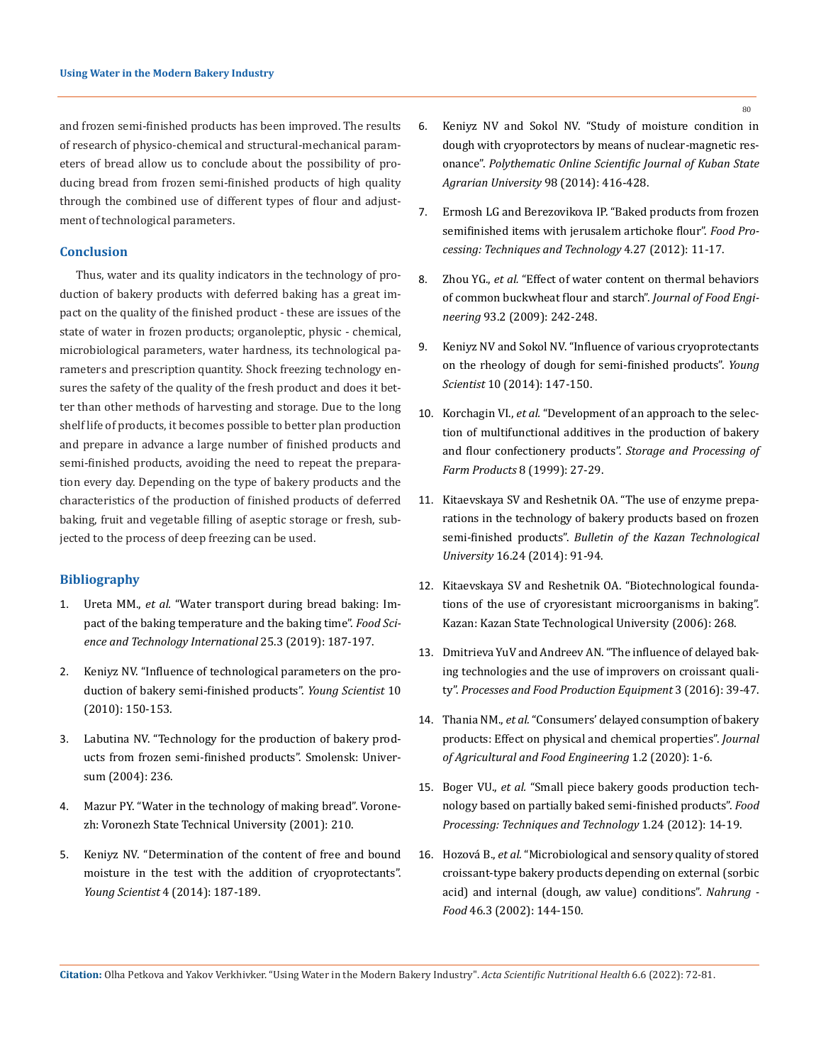and frozen semi-finished products has been improved. The results of research of physico-chemical and structural-mechanical parameters of bread allow us to conclude about the possibility of producing bread from frozen semi-finished products of high quality through the combined use of different types of flour and adjustment of technological parameters.

## Conclusion

Thus, water and its quality indicators in the technology of production of bakery products with deferred baking has a great impact on the quality of the finished product - these are issues of the state of water in frozen products; organoleptic, physic - chemical, microbiological parameters, water hardness, its technological parameters and prescription quantity. Shock freezing technology ensures the safety of the quality of the fresh product and does it better than other methods of harvesting and storage. Due to the long shelf life of products, it becomes possible to better plan production and prepare in advance a large number of finished products and semi-finished products, avoiding the need to repeat the preparation every day. Depending on the type of bakery products and the characteristics of the production of finished products of deferred baking, fruit and vegetable filling of aseptic storage or fresh, subjected to the process of deep freezing can be used.

## Bibliography

1. Ureta MM., *et al.* "Water transport during bread baking: Impact of the baking temperature and the baking time". *Food Science and Technology International* 25.3 (2019): 187-197.
2. Keniyz NV. "Influence of technological parameters on the production of bakery semi-finished products". *Young Scientist* 10 (2010): 150-153.
3. Labutina NV. "Technology for the production of bakery products from frozen semi-finished products". Smolensk: Universum (2004): 236.
4. Mazur PY. "Water in the technology of making bread". Voronezh: Voronezh State Technical University (2001): 210.
5. Keniyz NV. "Determination of the content of free and bound moisture in the test with the addition of cryoprotectants". *Young Scientist* 4 (2014): 187-189.
6. Keniyz NV and Sokol NV. "Study of moisture condition in dough with cryoprotectors by means of nuclear-magnetic resonance". *Polythematic Online Scientific Journal of Kuban State Agrarian University* 98 (2014): 416-428.
7. Ermosh LG and Berezovikova IP. "Baked products from frozen semifinished items with jerusalem artichoke flour". *Food Processing: Techniques and Technology* 4.27 (2012): 11-17.
8. Zhou YG., *et al.* "Effect of water content on thermal behaviors of common buckwheat flour and starch". *Journal of Food Engineering* 93.2 (2009): 242-248.
9. Keniyz NV and Sokol NV. "Influence of various cryoprotectants on the rheology of dough for semi-finished products". *Young Scientist* 10 (2014): 147-150.
10. Korchagin VI., *et al.* "Development of an approach to the selection of multifunctional additives in the production of bakery and flour confectionery products". *Storage and Processing of Farm Products* 8 (1999): 27-29.
11. Kitaevskaya SV and Reshetnik OA. "The use of enzyme preparations in the technology of bakery products based on frozen semi-finished products". *Bulletin of the Kazan Technological University* 16.24 (2014): 91-94.
12. Kitaevskaya SV and Reshetnik OA. "Biotechnological foundations of the use of cryoresistant microorganisms in baking". Kazan: Kazan State Technological University (2006): 268.
13. Dmitrieva YuV and Andreev AN. "The influence of delayed baking technologies and the use of improvers on croissant quality". *Processes and Food Production Equipment* 3 (2016): 39-47.
14. Thania NM., *et al.* "Consumers' delayed consumption of bakery products: Effect on physical and chemical properties". *Journal of Agricultural and Food Engineering* 1.2 (2020): 1-6.
15. Boger VU., *et al.* "Small piece bakery goods production technology based on partially baked semi-finished products". *Food Processing: Techniques and Technology* 1.24 (2012): 14-19.
16. Hozová B., *et al.* "Microbiological and sensory quality of stored croissant-type bakery products depending on external (sorbic acid) and internal (dough, aw value) conditions". *Nahrung - Food* 46.3 (2002): 144-150.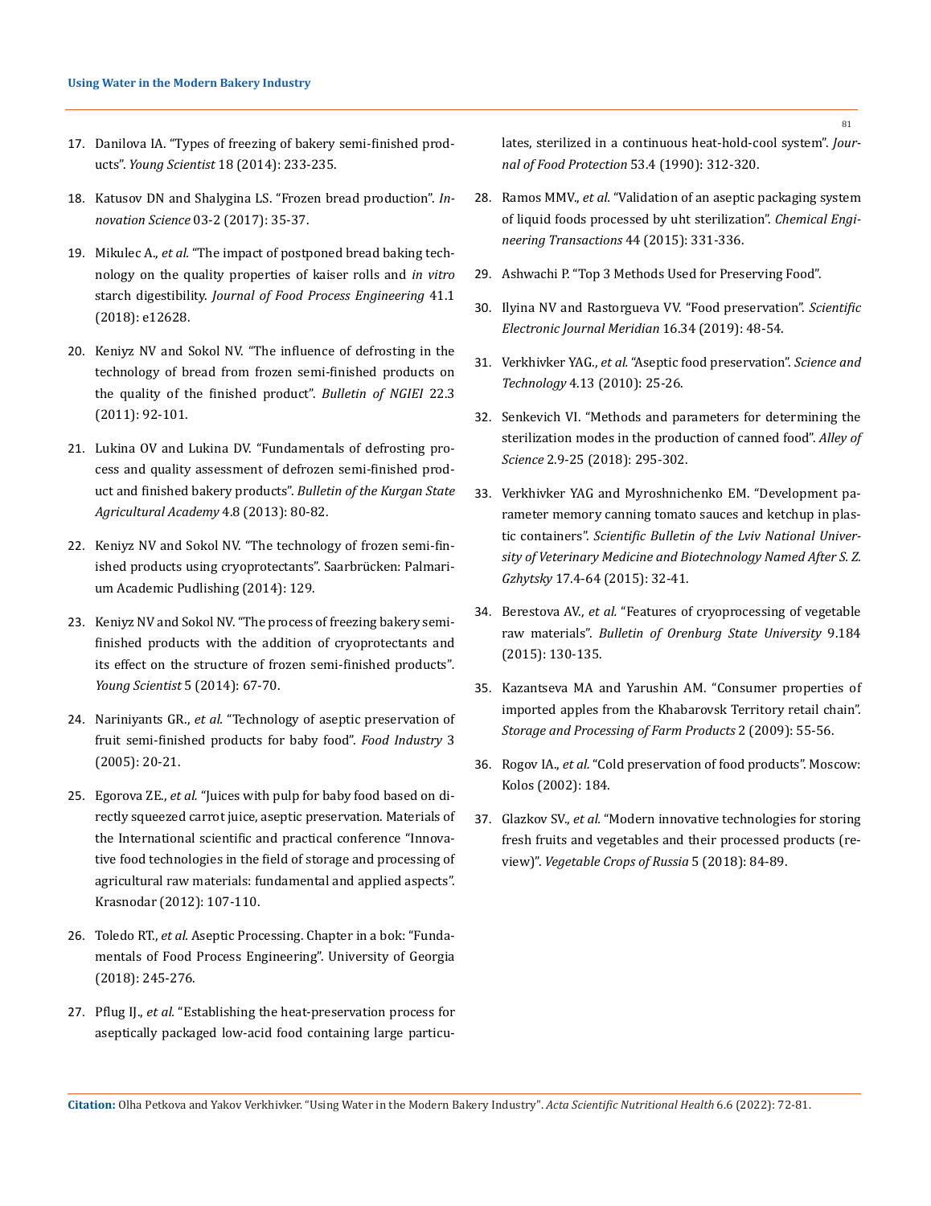17. Danilova IA. "Types of freezing of bakery semi-finished products". *Young Scientist* 18 (2014): 233-235.

18. Katusov DN and Shalygina LS. "Frozen bread production". *Innovation Science* 03-2 (2017): 35-37.

19. Mikulec A., *et al.* "The impact of postponed bread baking technology on the quality properties of kaiser rolls and *in vitro* starch digestibility. *Journal of Food Process Engineering* 41.1 (2018): e12628.

20. Keniyz NV and Sokol NV. "The influence of defrosting in the technology of bread from frozen semi-finished products on the quality of the finished product". *Bulletin of NGIEI* 22.3 (2011): 92-101.

21. Lukina OV and Lukina DV. "Fundamentals of defrosting process and quality assessment of defrozen semi-finished product and finished bakery products". *Bulletin of the Kurgan State Agricultural Academy* 4.8 (2013): 80-82.

22. Keniyz NV and Sokol NV. "The technology of frozen semi-finished products using cryoprotectants". Saarbrücken: Palmarium Academic Pudlishing (2014): 129.

23. Keniyz NV and Sokol NV. "The process of freezing bakery semi-finished products with the addition of cryoprotectants and its effect on the structure of frozen semi-finished products". *Young Scientist* 5 (2014): 67-70.

24. Nariniyants GR., *et al.* "Technology of aseptic preservation of fruit semi-finished products for baby food". *Food Industry* 3 (2005): 20-21.

25. Egorova ZE., *et al.* "Juices with pulp for baby food based on directly squeezed carrot juice, aseptic preservation. Materials of the International scientific and practical conference "Innovative food technologies in the field of storage and processing of agricultural raw materials: fundamental and applied aspects". Krasnodar (2012): 107-110.

26. Toledo RT., *et al.* Aseptic Processing. Chapter in a bok: "Fundamentals of Food Process Engineering". University of Georgia (2018): 245-276.

27. Pflug IJ., *et al.* "Establishing the heat-preservation process for aseptically packaged low-acid food containing large particulates, sterilized in a continuous heat-hold-cool system". *Journal of Food Protection* 53.4 (1990): 312-320.

28. Ramos MMV., *et al.* "Validation of an aseptic packaging system of liquid foods processed by uht sterilization". *Chemical Engineering Transactions* 44 (2015): 331-336.

29. Ashwachi P. "Top 3 Methods Used for Preserving Food".

30. Ilyina NV and Rastorgueva VV. "Food preservation". *Scientific Electronic Journal Meridian* 16.34 (2019): 48-54.

31. Verkhivker YAG., *et al.* "Aseptic food preservation". *Science and Technology* 4.13 (2010): 25-26.

32. Senkevich VI. "Methods and parameters for determining the sterilization modes in the production of canned food". *Alley of Science* 2.9-25 (2018): 295-302.

33. Verkhivker YAG and Myroshnichenko EM. "Development parameter memory canning tomato sauces and ketchup in plastic containers". *Scientific Bulletin of the Lviv National University of Veterinary Medicine and Biotechnology Named After S. Z. Gzhytsky* 17.4-64 (2015): 32-41.

34. Berestova AV., *et al.* "Features of cryoprocessing of vegetable raw materials". *Bulletin of Orenburg State University* 9.184 (2015): 130-135.

35. Kazantseva MA and Yarushin AM. "Consumer properties of imported apples from the Khabarovsk Territory retail chain". *Storage and Processing of Farm Products* 2 (2009): 55-56.

36. Rogov IA., *et al.* "Cold preservation of food products". Moscow: Kolos (2002): 184.

37. Glazkov SV., *et al.* "Modern innovative technologies for storing fresh fruits and vegetables and their processed products (review)". *Vegetable Crops of Russia* 5 (2018): 84-89.